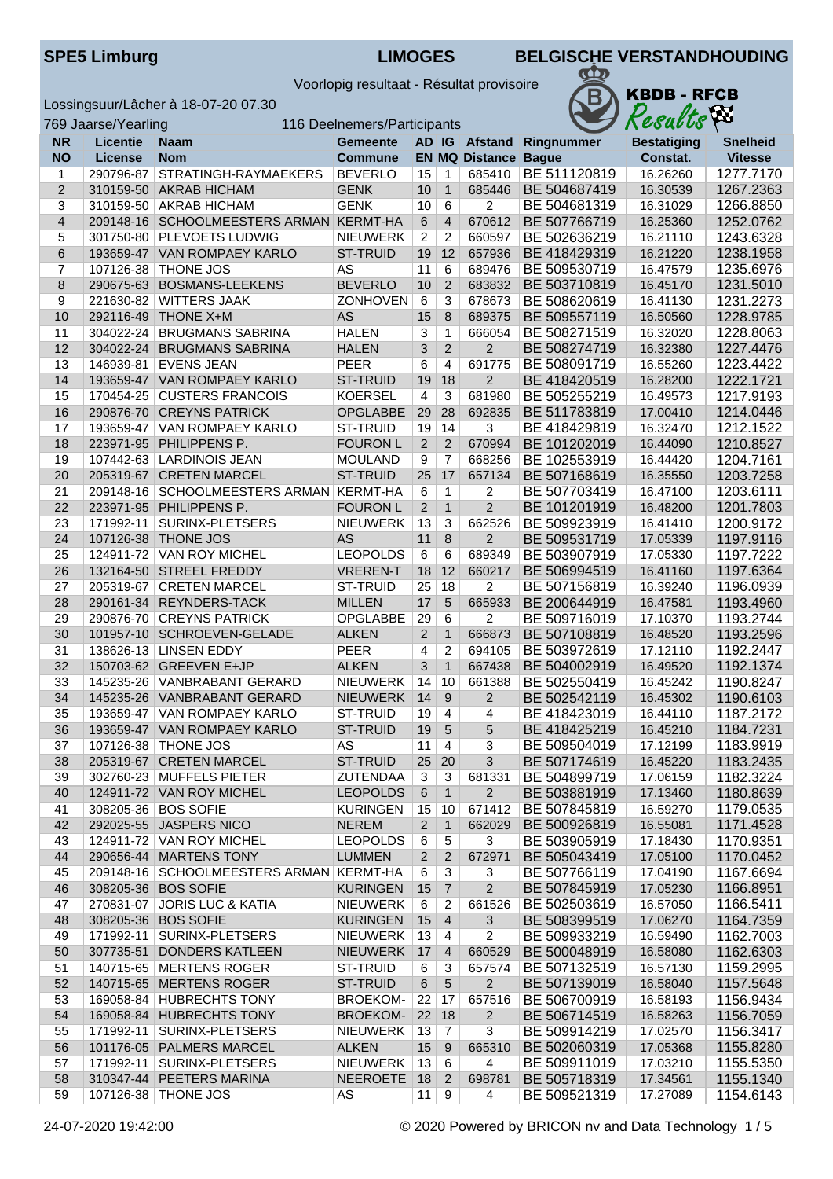**SPE5 Limburg** **LIMOGES** **BELGISCHE VERSTANDHOUDING**

Voorlopig resultaat - Résultat provisoire

KBDB - RFCB Results

Lossingsuur/Lâcher à 18-07-20 07.30

769 Jaarse/Yearling 116 Deelnemers/Participants

| NR<br>NO | Licentie<br>License | Naam<br>Nom | Gemeente<br>Commune | AD<br>EN | IG<br>MQ | Afstand<br>Distance | Ringnummer<br>Bague | Bestatiging<br>Constat. | Snelheid<br>Vitesse |
|---|---|---|---|---|---|---|---|---|---|
| 1 | 290796-87 | STRATINGH-RAYMAEKERS | BEVERLO | 15 | 1 | 685410 | BE 511120819 | 16.26260 | 1277.7170 |
| 2 | 310159-50 | AKRAB HICHAM | GENK | 10 | 1 | 685446 | BE 504687419 | 16.30539 | 1267.2363 |
| 3 | 310159-50 | AKRAB HICHAM | GENK | 10 | 6 | 2 | BE 504681319 | 16.31029 | 1266.8850 |
| 4 | 209148-16 | SCHOOLMEESTERS ARMAN | KERMT-HA | 6 | 4 | 670612 | BE 507766719 | 16.25360 | 1252.0762 |
| 5 | 301750-80 | PLEVOETS LUDWIG | NIEUWERK | 2 | 2 | 660597 | BE 502636219 | 16.21110 | 1243.6328 |
| 6 | 193659-47 | VAN ROMPAEY KARLO | ST-TRUID | 19 | 12 | 657936 | BE 418429319 | 16.21220 | 1238.1958 |
| 7 | 107126-38 | THONE JOS | AS | 11 | 6 | 689476 | BE 509530719 | 16.47579 | 1235.6976 |
| 8 | 290675-63 | BOSMANS-LEEKENS | BEVERLO | 10 | 2 | 683832 | BE 503710819 | 16.45170 | 1231.5010 |
| 9 | 221630-82 | WITTERS JAAK | ZONHOVEN | 6 | 3 | 678673 | BE 508620619 | 16.41130 | 1231.2273 |
| 10 | 292116-49 | THONE X+M | AS | 15 | 8 | 689375 | BE 509557119 | 16.50560 | 1228.9785 |
| 11 | 304022-24 | BRUGMANS SABRINA | HALEN | 3 | 1 | 666054 | BE 508271519 | 16.32020 | 1228.8063 |
| 12 | 304022-24 | BRUGMANS SABRINA | HALEN | 3 | 2 | 2 | BE 508274719 | 16.32380 | 1227.4476 |
| 13 | 146939-81 | EVENS JEAN | PEER | 6 | 4 | 691775 | BE 508091719 | 16.55260 | 1223.4422 |
| 14 | 193659-47 | VAN ROMPAEY KARLO | ST-TRUID | 19 | 18 | 2 | BE 418420519 | 16.28200 | 1222.1721 |
| 15 | 170454-25 | CUSTERS FRANCOIS | KOERSEL | 4 | 3 | 681980 | BE 505255219 | 16.49573 | 1217.9193 |
| 16 | 290876-70 | CREYNS PATRICK | OPGLABBE | 29 | 28 | 692835 | BE 511783819 | 17.00410 | 1214.0446 |
| 17 | 193659-47 | VAN ROMPAEY KARLO | ST-TRUID | 19 | 14 | 3 | BE 418429819 | 16.32470 | 1212.1522 |
| 18 | 223971-95 | PHILIPPENS P. | FOURON L | 2 | 2 | 670994 | BE 101202019 | 16.44090 | 1210.8527 |
| 19 | 107442-63 | LARDINOIS JEAN | MOULAND | 9 | 7 | 668256 | BE 102553919 | 16.44420 | 1204.7161 |
| 20 | 205319-67 | CRETEN MARCEL | ST-TRUID | 25 | 17 | 657134 | BE 507168619 | 16.35550 | 1203.7258 |
| 21 | 209148-16 | SCHOOLMEESTERS ARMAN | KERMT-HA | 6 | 1 | 2 | BE 507703419 | 16.47100 | 1203.6111 |
| 22 | 223971-95 | PHILIPPENS P. | FOURON L | 2 | 1 | 2 | BE 101201919 | 16.48200 | 1201.7803 |
| 23 | 171992-11 | SURINX-PLETSERS | NIEUWERK | 13 | 3 | 662526 | BE 509923919 | 16.41410 | 1200.9172 |
| 24 | 107126-38 | THONE JOS | AS | 11 | 8 | 2 | BE 509531719 | 17.05339 | 1197.9116 |
| 25 | 124911-72 | VAN ROY MICHEL | LEOPOLDS | 6 | 6 | 689349 | BE 503907919 | 17.05330 | 1197.7222 |
| 26 | 132164-50 | STREEL FREDDY | VREREN-T | 18 | 12 | 660217 | BE 506994519 | 16.41160 | 1197.6364 |
| 27 | 205319-67 | CRETEN MARCEL | ST-TRUID | 25 | 18 | 2 | BE 507156819 | 16.39240 | 1196.0939 |
| 28 | 290161-34 | REYNDERS-TACK | MILLEN | 17 | 5 | 665933 | BE 200644919 | 16.47581 | 1193.4960 |
| 29 | 290876-70 | CREYNS PATRICK | OPGLABBE | 29 | 6 | 2 | BE 509716019 | 17.10370 | 1193.2744 |
| 30 | 101957-10 | SCHROEVEN-GELADE | ALKEN | 2 | 1 | 666873 | BE 507108819 | 16.48520 | 1193.2596 |
| 31 | 138626-13 | LINSEN EDDY | PEER | 4 | 2 | 694105 | BE 503972619 | 17.12110 | 1192.2447 |
| 32 | 150703-62 | GREEVEN E+JP | ALKEN | 3 | 1 | 667438 | BE 504002919 | 16.49520 | 1192.1374 |
| 33 | 145235-26 | VANBRABANT GERARD | NIEUWERK | 14 | 10 | 661388 | BE 502550419 | 16.45242 | 1190.8247 |
| 34 | 145235-26 | VANBRABANT GERARD | NIEUWERK | 14 | 9 | 2 | BE 502542119 | 16.45302 | 1190.6103 |
| 35 | 193659-47 | VAN ROMPAEY KARLO | ST-TRUID | 19 | 4 | 4 | BE 418423019 | 16.44110 | 1187.2172 |
| 36 | 193659-47 | VAN ROMPAEY KARLO | ST-TRUID | 19 | 5 | 5 | BE 418425219 | 16.45210 | 1184.7231 |
| 37 | 107126-38 | THONE JOS | AS | 11 | 4 | 3 | BE 509504019 | 17.12199 | 1183.9919 |
| 38 | 205319-67 | CRETEN MARCEL | ST-TRUID | 25 | 20 | 3 | BE 507174619 | 16.45220 | 1183.2435 |
| 39 | 302760-23 | MUFFELS PIETER | ZUTENDAA | 3 | 3 | 681331 | BE 504899719 | 17.06159 | 1182.3224 |
| 40 | 124911-72 | VAN ROY MICHEL | LEOPOLDS | 6 | 1 | 2 | BE 503881919 | 17.13460 | 1180.8639 |
| 41 | 308205-36 | BOS SOFIE | KURINGEN | 15 | 10 | 671412 | BE 507845819 | 16.59270 | 1179.0535 |
| 42 | 292025-55 | JASPERS NICO | NEREM | 2 | 1 | 662029 | BE 500926819 | 16.55081 | 1171.4528 |
| 43 | 124911-72 | VAN ROY MICHEL | LEOPOLDS | 6 | 5 | 3 | BE 503905919 | 17.18430 | 1170.9351 |
| 44 | 290656-44 | MARTENS TONY | LUMMEN | 2 | 2 | 672971 | BE 505043419 | 17.05100 | 1170.0452 |
| 45 | 209148-16 | SCHOOLMEESTERS ARMAN | KERMT-HA | 6 | 3 | 3 | BE 507766119 | 17.04190 | 1167.6694 |
| 46 | 308205-36 | BOS SOFIE | KURINGEN | 15 | 7 | 2 | BE 507845919 | 17.05230 | 1166.8951 |
| 47 | 270831-07 | JORIS LUC & KATIA | NIEUWERK | 6 | 2 | 661526 | BE 502503619 | 16.57050 | 1166.5411 |
| 48 | 308205-36 | BOS SOFIE | KURINGEN | 15 | 4 | 3 | BE 508399519 | 17.06270 | 1164.7359 |
| 49 | 171992-11 | SURINX-PLETSERS | NIEUWERK | 13 | 4 | 2 | BE 509933219 | 16.59490 | 1162.7003 |
| 50 | 307735-51 | DONDERS KATLEEN | NIEUWERK | 17 | 4 | 660529 | BE 500048919 | 16.58080 | 1162.6303 |
| 51 | 140715-65 | MERTENS ROGER | ST-TRUID | 6 | 3 | 657574 | BE 507132519 | 16.57130 | 1159.2995 |
| 52 | 140715-65 | MERTENS ROGER | ST-TRUID | 6 | 5 | 2 | BE 507139019 | 16.58040 | 1157.5648 |
| 53 | 169058-84 | HUBRECHTS TONY | BROEKOM- | 22 | 17 | 657516 | BE 506700919 | 16.58193 | 1156.9434 |
| 54 | 169058-84 | HUBRECHTS TONY | BROEKOM- | 22 | 18 | 2 | BE 506714519 | 16.58263 | 1156.7059 |
| 55 | 171992-11 | SURINX-PLETSERS | NIEUWERK | 13 | 7 | 3 | BE 509914219 | 17.02570 | 1156.3417 |
| 56 | 101176-05 | PALMERS MARCEL | ALKEN | 15 | 9 | 665310 | BE 502060319 | 17.05368 | 1155.8280 |
| 57 | 171992-11 | SURINX-PLETSERS | NIEUWERK | 13 | 6 | 4 | BE 509911019 | 17.03210 | 1155.5350 |
| 58 | 310347-44 | PEETERS MARINA | NEEROETE | 18 | 2 | 698781 | BE 505718319 | 17.34561 | 1155.1340 |
| 59 | 107126-38 | THONE JOS | AS | 11 | 9 | 4 | BE 509521319 | 17.27089 | 1154.6143 |

24-07-2020 19:42:00 © 2020 Powered by BRICON nv and Data Technology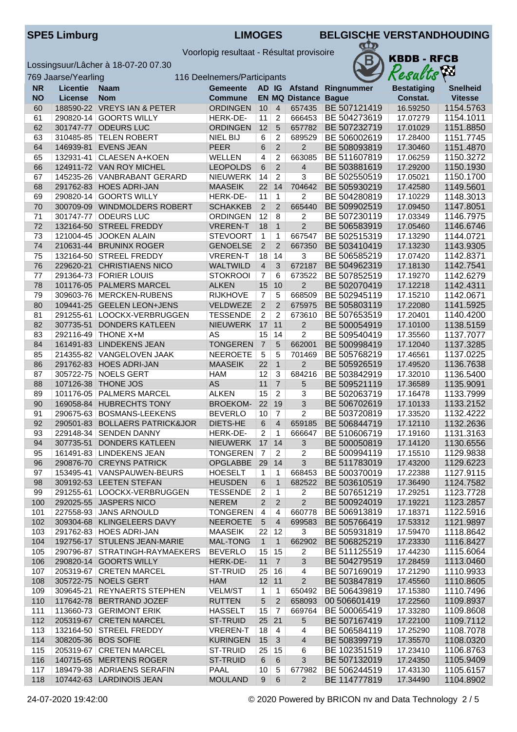**SPE5 Limburg** **LIMOGES** **BELGISCHE VERSTANDHOUDING**

Voorlopig resultaat - Résultat provisoire

KBDB - RFCB

Lossingsuur/Lâcher à 18-07-20 07.30

769 Jaarse/Yearling 116 Deelnemers/Participants

| NR NO | Licentie License | Naam Nom | Gemeente Commune | AD EN | IG MQ | Afstand Distance | Ringnummer Bague | Bestatiging Constat. | Snelheid Vitesse |
|---|---|---|---|---|---|---|---|---|---|
| 60 | 188590-22 | VREYS IAN & PETER | ORDINGEN | 10 | 4 | 657435 | BE 507121419 | 16.59250 | 1154.5763 |
| 61 | 290820-14 | GOORTS WILLY | HERK-DE- | 11 | 2 | 666453 | BE 504273619 | 17.07279 | 1154.1011 |
| 62 | 301747-77 | ODEURS LUC | ORDINGEN | 12 | 5 | 657782 | BE 507232719 | 17.01029 | 1151.8850 |
| 63 | 310485-85 | TELEN ROBERT | NIEL BIJ | 6 | 2 | 689529 | BE 506002619 | 17.28400 | 1151.7745 |
| 64 | 146939-81 | EVENS JEAN | PEER | 6 | 2 | 2 | BE 508093819 | 17.30460 | 1151.4870 |
| 65 | 132931-41 | CLAESEN A+KOEN | WELLEN | 4 | 2 | 663085 | BE 511607819 | 17.06259 | 1150.3272 |
| 66 | 124911-72 | VAN ROY MICHEL | LEOPOLDS | 6 | 2 | 4 | BE 503881619 | 17.29200 | 1150.1930 |
| 67 | 145235-26 | VANBRABANT GERARD | NIEUWERK | 14 | 2 | 3 | BE 502550519 | 17.05021 | 1150.1700 |
| 68 | 291762-83 | HOES ADRI-JAN | MAASEIK | 22 | 14 | 704642 | BE 505930219 | 17.42580 | 1149.5601 |
| 69 | 290820-14 | GOORTS WILLY | HERK-DE- | 11 | 1 | 2 | BE 504280819 | 17.10229 | 1148.3013 |
| 70 | 300709-09 | WINDMOLDERS ROBERT | SCHAKKEB | 2 | 2 | 665440 | BE 509902519 | 17.09450 | 1147.8051 |
| 71 | 301747-77 | ODEURS LUC | ORDINGEN | 12 | 8 | 2 | BE 507230119 | 17.03349 | 1146.7975 |
| 72 | 132164-50 | STREEL FREDDY | VREREN-T | 18 | 1 | 2 | BE 506583919 | 17.05460 | 1146.6746 |
| 73 | 121004-45 | JOOKEN ALAIN | STEVOORT | 1 | 1 | 667547 | BE 502515319 | 17.13290 | 1144.0721 |
| 74 | 210631-44 | BRUNINX ROGER | GENOELSE | 2 | 2 | 667350 | BE 503410419 | 17.13230 | 1143.9305 |
| 75 | 132164-50 | STREEL FREDDY | VREREN-T | 18 | 14 | 3 | BE 506585219 | 17.07420 | 1142.8371 |
| 76 | 229620-21 | CHRISTIAENS NICO | WALTWILD | 4 | 3 | 672187 | BE 504962319 | 17.18130 | 1142.7541 |
| 77 | 291364-73 | FORIER LOUIS | STOKROOI | 7 | 6 | 673522 | BE 507852519 | 17.19270 | 1142.6279 |
| 78 | 101176-05 | PALMERS MARCEL | ALKEN | 15 | 10 | 2 | BE 502070419 | 17.12218 | 1142.4311 |
| 79 | 309603-76 | MERCKEN-RUBENS | RIJKHOVE | 7 | 5 | 668509 | BE 502945119 | 17.15210 | 1142.0671 |
| 80 | 109441-25 | GEELEN LEON+JENS | VELDWEZE | 2 | 2 | 675975 | BE 505803119 | 17.22080 | 1141.5925 |
| 81 | 291255-61 | LOOCKX-VERBRUGGEN | TESSENDE | 2 | 2 | 673610 | BE 507653519 | 17.20401 | 1140.4200 |
| 82 | 307735-51 | DONDERS KATLEEN | NIEUWERK | 17 | 11 | 2 | BE 500054919 | 17.10100 | 1138.5159 |
| 83 | 292116-49 | THONE X+M | AS | 15 | 14 | 2 | BE 509540419 | 17.35560 | 1137.7077 |
| 84 | 161491-83 | LINDEKENS JEAN | TONGEREN | 7 | 5 | 662001 | BE 500998419 | 17.12040 | 1137.3285 |
| 85 | 214355-82 | VANGELOVEN JAAK | NEEROETE | 5 | 5 | 701469 | BE 505768219 | 17.46561 | 1137.0225 |
| 86 | 291762-83 | HOES ADRI-JAN | MAASEIK | 22 | 1 | 2 | BE 505926519 | 17.49520 | 1136.7638 |
| 87 | 305722-75 | NOELS GERT | HAM | 12 | 3 | 684216 | BE 503842919 | 17.32010 | 1136.5400 |
| 88 | 107126-38 | THONE JOS | AS | 11 | 7 | 5 | BE 509521119 | 17.36589 | 1135.9091 |
| 89 | 101176-05 | PALMERS MARCEL | ALKEN | 15 | 2 | 3 | BE 502063719 | 17.16478 | 1133.7999 |
| 90 | 169058-84 | HUBRECHTS TONY | BROEKOM- | 22 | 19 | 3 | BE 506702619 | 17.10133 | 1133.2152 |
| 91 | 290675-63 | BOSMANS-LEEKENS | BEVERLO | 10 | 7 | 2 | BE 503720819 | 17.33520 | 1132.4222 |
| 92 | 290501-83 | BOLLAERS PATRICK&JOR | DIETS-HE | 6 | 4 | 659185 | BE 506844719 | 17.12110 | 1132.2636 |
| 93 | 229148-34 | SENDEN DANNY | HERK-DE- | 2 | 1 | 666647 | BE 510606719 | 17.19160 | 1131.3163 |
| 94 | 307735-51 | DONDERS KATLEEN | NIEUWERK | 17 | 14 | 3 | BE 500050819 | 17.14120 | 1130.6556 |
| 95 | 161491-83 | LINDEKENS JEAN | TONGEREN | 7 | 2 | 2 | BE 500994119 | 17.15510 | 1129.9838 |
| 96 | 290876-70 | CREYNS PATRICK | OPGLABBE | 29 | 14 | 3 | BE 511783019 | 17.43200 | 1129.6223 |
| 97 | 153495-41 | VANSPAUWEN-BEURS | HOESELT | 1 | 1 | 668453 | BE 500370019 | 17.22388 | 1127.9115 |
| 98 | 309192-53 | LEETEN STEFAN | HEUSDEN | 6 | 1 | 682522 | BE 503610519 | 17.36490 | 1124.7582 |
| 99 | 291255-61 | LOOCKX-VERBRUGGEN | TESSENDE | 2 | 1 | 2 | BE 507651219 | 17.29251 | 1123.7728 |
| 100 | 292025-55 | JASPERS NICO | NEREM | 2 | 2 | 2 | BE 500924019 | 17.19221 | 1123.2857 |
| 101 | 227558-93 | JANS ARNOULD | TONGEREN | 4 | 4 | 660778 | BE 506913819 | 17.18371 | 1122.5916 |
| 102 | 309304-68 | KLINGELEERS DAVY | NEEROETE | 5 | 4 | 699583 | BE 505766419 | 17.53312 | 1121.9897 |
| 103 | 291762-83 | HOES ADRI-JAN | MAASEIK | 22 | 12 | 3 | BE 505931819 | 17.59470 | 1118.8642 |
| 104 | 192756-17 | STULENS JEAN-MARIE | MAL-TONG | 1 | 1 | 662902 | BE 506825219 | 17.23330 | 1116.8427 |
| 105 | 290796-87 | STRATINGH-RAYMAEKERS | BEVERLO | 15 | 15 | 2 | BE 511125519 | 17.44230 | 1115.6064 |
| 106 | 290820-14 | GOORTS WILLY | HERK-DE- | 11 | 7 | 3 | BE 504279519 | 17.28459 | 1113.0460 |
| 107 | 205319-67 | CRETEN MARCEL | ST-TRUID | 25 | 16 | 4 | BE 507169019 | 17.21290 | 1110.9933 |
| 108 | 305722-75 | NOELS GERT | HAM | 12 | 11 | 2 | BE 503847819 | 17.45560 | 1110.8605 |
| 109 | 309645-21 | REYNAERTS STEPHEN | VELM/ST | 1 | 1 | 650492 | BE 506439819 | 17.15380 | 1110.7496 |
| 110 | 117642-78 | BERTRAND JOZEF | RUTTEN | 5 | 2 | 658093 | 00 506601419 | 17.22560 | 1109.8937 |
| 111 | 113660-73 | GERIMONT ERIK | HASSELT | 15 | 7 | 669764 | BE 500065419 | 17.33280 | 1109.8608 |
| 112 | 205319-67 | CRETEN MARCEL | ST-TRUID | 25 | 21 | 5 | BE 507167419 | 17.22100 | 1109.7112 |
| 113 | 132164-50 | STREEL FREDDY | VREREN-T | 18 | 4 | 4 | BE 506584119 | 17.25290 | 1108.7078 |
| 114 | 308205-36 | BOS SOFIE | KURINGEN | 15 | 3 | 4 | BE 508399719 | 17.35570 | 1108.0320 |
| 115 | 205319-67 | CRETEN MARCEL | ST-TRUID | 25 | 15 | 6 | BE 102351519 | 17.23410 | 1106.8763 |
| 116 | 140715-65 | MERTENS ROGER | ST-TRUID | 6 | 6 | 3 | BE 507132019 | 17.24350 | 1105.9409 |
| 117 | 189479-38 | ADRIAENS SERAFIN | PAAL | 10 | 5 | 677982 | BE 506244519 | 17.43130 | 1105.6157 |
| 118 | 107442-63 | LARDINOIS JEAN | MOULAND | 9 | 6 | 2 | BE 114777819 | 17.34490 | 1104.8902 |

24-07-2020 19:42:00 © 2020 Powered by BRICON nv and Data Technology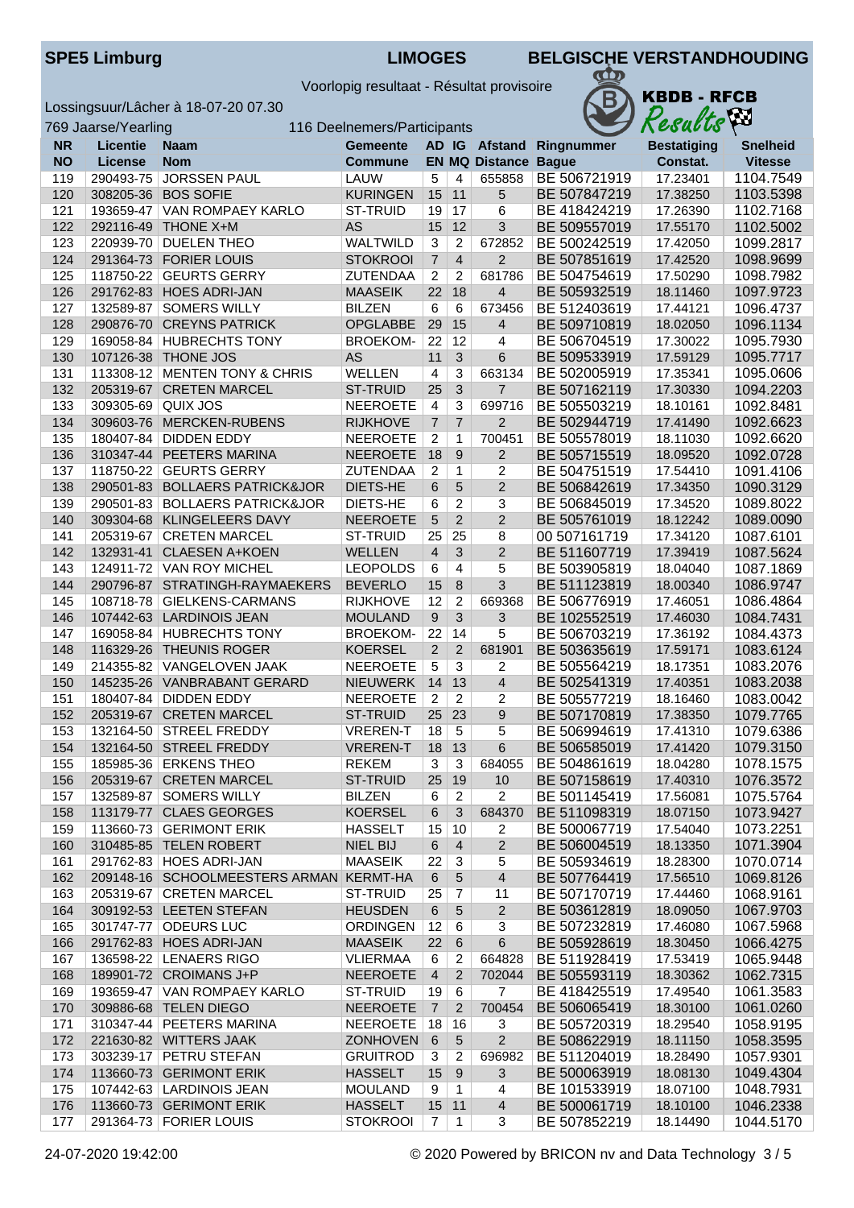# SPE5 Limburg

LIMOGES

BELGISCHE VERSTANDHOUDING

KBDB - RFCB

Voorlopig resultaat - Résultat provisoire

Lossingsuur/Lâcher à 18-07-20 07.30

769 Jaarse/Yearling

116 Deelnemers/Participants

| NR<br>NO | Licentie<br>License | Naam<br>Nom | Gemeente<br>Commune | AD<br>EN | IG<br>MQ | Afstand<br>Distance | Ringnummer<br>Bague | Bestatiging<br>Constat. | Snelheid<br>Vitesse |
|---|---|---|---|---|---|---|---|---|---|
| 119 | 290493-75 | JORSSEN PAUL | LAUW | 5 | 4 | 655858 | BE 506721919 | 17.23401 | 1104.7549 |
| 120 | 308205-36 | BOS SOFIE | KURINGEN | 15 | 11 | 5 | BE 507847219 | 17.38250 | 1103.5398 |
| 121 | 193659-47 | VAN ROMPAEY KARLO | ST-TRUID | 19 | 17 | 6 | BE 418424219 | 17.26390 | 1102.7168 |
| 122 | 292116-49 | THONE X+M | AS | 15 | 12 | 3 | BE 509557019 | 17.55170 | 1102.5002 |
| 123 | 220939-70 | DUELEN THEO | WALTWILD | 3 | 2 | 672852 | BE 500242519 | 17.42050 | 1099.2817 |
| 124 | 291364-73 | FORIER LOUIS | STOKROOI | 7 | 4 | 2 | BE 507851619 | 17.42520 | 1098.9699 |
| 125 | 118750-22 | GEURTS GERRY | ZUTENDAA | 2 | 2 | 681786 | BE 504754619 | 17.50290 | 1098.7982 |
| 126 | 291762-83 | HOES ADRI-JAN | MAASEIK | 22 | 18 | 4 | BE 505932519 | 18.11460 | 1097.9723 |
| 127 | 132589-87 | SOMERS WILLY | BILZEN | 6 | 6 | 673456 | BE 512403619 | 17.44121 | 1096.4737 |
| 128 | 290876-70 | CREYNS PATRICK | OPGLABBE | 29 | 15 | 4 | BE 509710819 | 18.02050 | 1096.1134 |
| 129 | 169058-84 | HUBRECHTS TONY | BROEKOM- | 22 | 12 | 4 | BE 506704519 | 17.30022 | 1095.7930 |
| 130 | 107126-38 | THONE JOS | AS | 11 | 3 | 6 | BE 509533919 | 17.59129 | 1095.7717 |
| 131 | 113308-12 | MENTEN TONY & CHRIS | WELLEN | 4 | 3 | 663134 | BE 502005919 | 17.35341 | 1095.0606 |
| 132 | 205319-67 | CRETEN MARCEL | ST-TRUID | 25 | 3 | 7 | BE 507162119 | 17.30330 | 1094.2203 |
| 133 | 309305-69 | QUIX JOS | NEEROETE | 4 | 3 | 699716 | BE 505503219 | 18.10161 | 1092.8481 |
| 134 | 309603-76 | MERCKEN-RUBENS | RIJKHOVE | 7 | 7 | 2 | BE 502944719 | 17.41490 | 1092.6623 |
| 135 | 180407-84 | DIDDEN EDDY | NEEROETE | 2 | 1 | 700451 | BE 505578019 | 18.11030 | 1092.6620 |
| 136 | 310347-44 | PEETERS MARINA | NEEROETE | 18 | 9 | 2 | BE 505715519 | 18.09520 | 1092.0728 |
| 137 | 118750-22 | GEURTS GERRY | ZUTENDAA | 2 | 1 | 2 | BE 504751519 | 17.54410 | 1091.4106 |
| 138 | 290501-83 | BOLLAERS PATRICK&JOR | DIETS-HE | 6 | 5 | 2 | BE 506842619 | 17.34350 | 1090.3129 |
| 139 | 290501-83 | BOLLAERS PATRICK&JOR | DIETS-HE | 6 | 2 | 3 | BE 506845019 | 17.34520 | 1089.8022 |
| 140 | 309304-68 | KLINGELEERS DAVY | NEEROETE | 5 | 2 | 2 | BE 505761019 | 18.12242 | 1089.0090 |
| 141 | 205319-67 | CRETEN MARCEL | ST-TRUID | 25 | 25 | 8 | 00 507161719 | 17.34120 | 1087.6101 |
| 142 | 132931-41 | CLAESEN A+KOEN | WELLEN | 4 | 3 | 2 | BE 511607719 | 17.39419 | 1087.5624 |
| 143 | 124911-72 | VAN ROY MICHEL | LEOPOLDS | 6 | 4 | 5 | BE 503905819 | 18.04040 | 1087.1869 |
| 144 | 290796-87 | STRATINGH-RAYMAEKERS | BEVERLO | 15 | 8 | 3 | BE 511123819 | 18.00340 | 1086.9747 |
| 145 | 108718-78 | GIELKENS-CARMANS | RIJKHOVE | 12 | 2 | 669368 | BE 506776919 | 17.46051 | 1086.4864 |
| 146 | 107442-63 | LARDINOIS JEAN | MOULAND | 9 | 3 | 3 | BE 102552519 | 17.46030 | 1084.7431 |
| 147 | 169058-84 | HUBRECHTS TONY | BROEKOM- | 22 | 14 | 5 | BE 506703219 | 17.36192 | 1084.4373 |
| 148 | 116329-26 | THEUNIS ROGER | KOERSEL | 2 | 2 | 681901 | BE 503635619 | 17.59171 | 1083.6124 |
| 149 | 214355-82 | VANGELOVEN JAAK | NEEROETE | 5 | 3 | 2 | BE 505564219 | 18.17351 | 1083.2076 |
| 150 | 145235-26 | VANBRABANT GERARD | NIEUWERK | 14 | 13 | 4 | BE 502541319 | 17.40351 | 1083.2038 |
| 151 | 180407-84 | DIDDEN EDDY | NEEROETE | 2 | 2 | 2 | BE 505577219 | 18.16460 | 1083.0042 |
| 152 | 205319-67 | CRETEN MARCEL | ST-TRUID | 25 | 23 | 9 | BE 507170819 | 17.38350 | 1079.7765 |
| 153 | 132164-50 | STREEL FREDDY | VRENEN-T | 18 | 5 | 5 | BE 506994619 | 17.41310 | 1079.6386 |
| 154 | 132164-50 | STREEL FREDDY | VRENEN-T | 18 | 13 | 6 | BE 506585019 | 17.41420 | 1079.3150 |
| 155 | 185985-36 | ERKENS THEO | REKEM | 3 | 3 | 684055 | BE 504861619 | 18.04280 | 1078.1575 |
| 156 | 205319-67 | CRETEN MARCEL | ST-TRUID | 25 | 19 | 10 | BE 507158619 | 17.40310 | 1076.3572 |
| 157 | 132589-87 | SOMERS WILLY | BILZEN | 6 | 2 | 2 | BE 501145419 | 17.56081 | 1075.5764 |
| 158 | 113179-77 | CLAES GEORGES | KOERSEL | 6 | 3 | 684370 | BE 511098319 | 18.07150 | 1073.9427 |
| 159 | 113660-73 | GERIMONT ERIK | HASSELT | 15 | 10 | 2 | BE 500067719 | 17.54040 | 1073.2251 |
| 160 | 310485-85 | TELEN ROBERT | NIEL BIJ | 6 | 4 | 2 | BE 506004519 | 18.13350 | 1071.3904 |
| 161 | 291762-83 | HOES ADRI-JAN | MAASEIK | 22 | 3 | 5 | BE 505934619 | 18.28300 | 1070.0714 |
| 162 | 209148-16 | SCHOOLMEESTERS ARMAN | KERMT-HA | 6 | 5 | 4 | BE 507764419 | 17.56510 | 1069.8126 |
| 163 | 205319-67 | CRETEN MARCEL | ST-TRUID | 25 | 7 | 11 | BE 507170719 | 17.44460 | 1068.9161 |
| 164 | 309192-53 | LEETEN STEFAN | HEUSDEN | 6 | 5 | 2 | BE 503612819 | 18.09050 | 1067.9703 |
| 165 | 301747-77 | ODEURS LUC | ORDINGEN | 12 | 6 | 3 | BE 507232819 | 17.46080 | 1067.5968 |
| 166 | 291762-83 | HOES ADRI-JAN | MAASEIK | 22 | 6 | 6 | BE 505928619 | 18.30450 | 1066.4275 |
| 167 | 136598-22 | LENAERS RIGO | VLIERMAA | 6 | 2 | 664828 | BE 511928419 | 17.53419 | 1065.9448 |
| 168 | 189901-72 | CROIMANS J+P | NEEROETE | 4 | 2 | 702044 | BE 505593119 | 18.30362 | 1062.7315 |
| 169 | 193659-47 | VAN ROMPAEY KARLO | ST-TRUID | 19 | 6 | 7 | BE 418425519 | 17.49540 | 1061.3583 |
| 170 | 309886-68 | TELEN DIEGO | NEEROETE | 7 | 2 | 700454 | BE 506065419 | 18.30100 | 1061.0260 |
| 171 | 310347-44 | PEETERS MARINA | NEEROETE | 18 | 16 | 3 | BE 505720319 | 18.29540 | 1058.9195 |
| 172 | 221630-82 | WITTERS JAAK | ZONHOVEN | 6 | 5 | 2 | BE 508622919 | 18.11150 | 1058.3595 |
| 173 | 303239-17 | PETRU STEFAN | GRUITROD | 3 | 2 | 696982 | BE 511204019 | 18.28490 | 1057.9301 |
| 174 | 113660-73 | GERIMONT ERIK | HASSELT | 15 | 9 | 3 | BE 500063919 | 18.08130 | 1049.4304 |
| 175 | 107442-63 | LARDINOIS JEAN | MOULAND | 9 | 1 | 4 | BE 101533919 | 18.07100 | 1048.7931 |
| 176 | 113660-73 | GERIMONT ERIK | HASSELT | 15 | 11 | 4 | BE 500061719 | 18.10100 | 1046.2338 |
| 177 | 291364-73 | FORIER LOUIS | STOKROOI | 7 | 1 | 3 | BE 507852219 | 18.14490 | 1044.5170 |

24-07-2020 19:42:00

© 2020 Powered by BRICON nv and Data Technology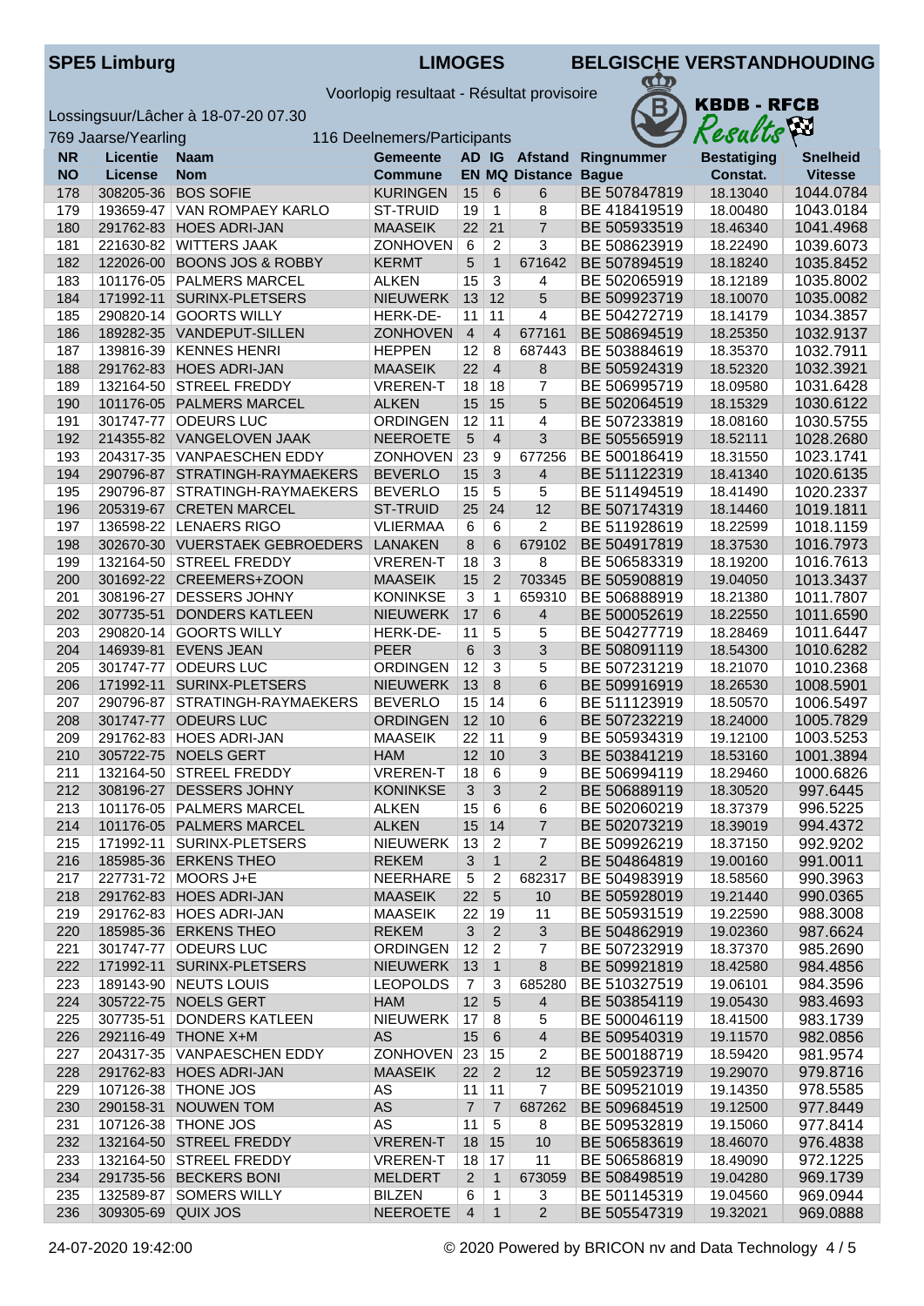**SPE5 Limburg** **LIMOGES** **BELGISCHE VERSTANDHOUDING**

Voorlopig resultaat - Résultat provisoire

**KBDB - RFCB**

Lossingsuur/Lâcher à 18-07-20 07.30

769 Jaarse/Yearling 116 Deelnemers/Participants

| NR NO | Licentie License | Naam Nom | Gemeente Commune | AD EN | IG MQ | Afstand Distance | Ringnummer Bague | Bestatiging Constat. | Snelheid Vitesse |
|---|---|---|---|---|---|---|---|---|---|
| 178 | 308205-36 | BOS SOFIE | KURINGEN | 15 | 6 | 6 | BE 507847819 | 18.13040 | 1044.0784 |
| 179 | 193659-47 | VAN ROMPAEY KARLO | ST-TRUID | 19 | 1 | 8 | BE 418419519 | 18.00480 | 1043.0184 |
| 180 | 291762-83 | HOES ADRI-JAN | MAASEIK | 22 | 21 | 7 | BE 505933519 | 18.46340 | 1041.4968 |
| 181 | 221630-82 | WITTERS JAAK | ZONHOVEN | 6 | 2 | 3 | BE 508623919 | 18.22490 | 1039.6073 |
| 182 | 122026-00 | BOONS JOS & ROBBY | KERMT | 5 | 1 | 671642 | BE 507894519 | 18.18240 | 1035.8452 |
| 183 | 101176-05 | PALMERS MARCEL | ALKEN | 15 | 3 | 4 | BE 502065919 | 18.12189 | 1035.8002 |
| 184 | 171992-11 | SURINX-PLETSERS | NIEUWERK | 13 | 12 | 5 | BE 509923719 | 18.10070 | 1035.0082 |
| 185 | 290820-14 | GOORTS WILLY | HERK-DE- | 11 | 11 | 4 | BE 504272719 | 18.14179 | 1034.3857 |
| 186 | 189282-35 | VANDEPUT-SILLEN | ZONHOVEN | 4 | 4 | 677161 | BE 508694519 | 18.25350 | 1032.9137 |
| 187 | 139816-39 | KENNES HENRI | HEPPEN | 12 | 8 | 687443 | BE 503884619 | 18.35370 | 1032.7911 |
| 188 | 291762-83 | HOES ADRI-JAN | MAASEIK | 22 | 4 | 8 | BE 505924319 | 18.52320 | 1032.3921 |
| 189 | 132164-50 | STREEL FREDDY | VREREN-T | 18 | 18 | 7 | BE 506995719 | 18.09580 | 1031.6428 |
| 190 | 101176-05 | PALMERS MARCEL | ALKEN | 15 | 15 | 5 | BE 502064519 | 18.15329 | 1030.6122 |
| 191 | 301747-77 | ODEURS LUC | ORDINGEN | 12 | 11 | 4 | BE 507233819 | 18.08160 | 1030.5755 |
| 192 | 214355-82 | VANGELOVEN JAAK | NEEROETE | 5 | 4 | 3 | BE 505565919 | 18.52111 | 1028.2680 |
| 193 | 204317-35 | VANPAESCHEN EDDY | ZONHOVEN | 23 | 9 | 677256 | BE 500186419 | 18.31550 | 1023.1741 |
| 194 | 290796-87 | STRATINGH-RAYMAEKERS | BEVERLO | 15 | 3 | 4 | BE 511122319 | 18.41340 | 1020.6135 |
| 195 | 290796-87 | STRATINGH-RAYMAEKERS | BEVERLO | 15 | 5 | 5 | BE 511494519 | 18.41490 | 1020.2337 |
| 196 | 205319-67 | CRETEN MARCEL | ST-TRUID | 25 | 24 | 12 | BE 507174319 | 18.14460 | 1019.1811 |
| 197 | 136598-22 | LENAERS RIGO | VLIERMAA | 6 | 6 | 2 | BE 511928619 | 18.22599 | 1018.1159 |
| 198 | 302670-30 | VUERSTAEK GEBROEDERS | LANAKEN | 8 | 6 | 679102 | BE 504917819 | 18.37530 | 1016.7973 |
| 199 | 132164-50 | STREEL FREDDY | VREREN-T | 18 | 3 | 8 | BE 506583319 | 18.19200 | 1016.7613 |
| 200 | 301692-22 | CREEMERS+ZOON | MAASEIK | 15 | 2 | 703345 | BE 505908819 | 19.04050 | 1013.3437 |
| 201 | 308196-27 | DESSERS JOHNY | KONINKSE | 3 | 1 | 659310 | BE 506888919 | 18.21380 | 1011.7807 |
| 202 | 307735-51 | DONDERS KATLEEN | NIEUWERK | 17 | 6 | 4 | BE 500052619 | 18.22550 | 1011.6590 |
| 203 | 290820-14 | GOORTS WILLY | HERK-DE- | 11 | 5 | 5 | BE 504277719 | 18.28469 | 1011.6447 |
| 204 | 146939-81 | EVENS JEAN | PEER | 6 | 3 | 3 | BE 508091119 | 18.54300 | 1010.6282 |
| 205 | 301747-77 | ODEURS LUC | ORDINGEN | 12 | 3 | 5 | BE 507231219 | 18.21070 | 1010.2368 |
| 206 | 171992-11 | SURINX-PLETSERS | NIEUWERK | 13 | 8 | 6 | BE 509916919 | 18.26530 | 1008.5901 |
| 207 | 290796-87 | STRATINGH-RAYMAEKERS | BEVERLO | 15 | 14 | 6 | BE 511123919 | 18.50570 | 1006.5497 |
| 208 | 301747-77 | ODEURS LUC | ORDINGEN | 12 | 10 | 6 | BE 507232219 | 18.24000 | 1005.7829 |
| 209 | 291762-83 | HOES ADRI-JAN | MAASEIK | 22 | 11 | 9 | BE 505934319 | 19.12100 | 1003.5253 |
| 210 | 305722-75 | NOELS GERT | HAM | 12 | 10 | 3 | BE 503841219 | 18.53160 | 1001.3894 |
| 211 | 132164-50 | STREEL FREDDY | VREREN-T | 18 | 6 | 9 | BE 506994119 | 18.29460 | 1000.6826 |
| 212 | 308196-27 | DESSERS JOHNY | KONINKSE | 3 | 3 | 2 | BE 506889119 | 18.30520 | 997.6445 |
| 213 | 101176-05 | PALMERS MARCEL | ALKEN | 15 | 6 | 6 | BE 502060219 | 18.37379 | 996.5225 |
| 214 | 101176-05 | PALMERS MARCEL | ALKEN | 15 | 14 | 7 | BE 502073219 | 18.39019 | 994.4372 |
| 215 | 171992-11 | SURINX-PLETSERS | NIEUWERK | 13 | 2 | 7 | BE 509926219 | 18.37150 | 992.9202 |
| 216 | 185985-36 | ERKENS THEO | REKEM | 3 | 1 | 2 | BE 504864819 | 19.00160 | 991.0011 |
| 217 | 227731-72 | MOORS J+E | NEERHARE | 5 | 2 | 682317 | BE 504983919 | 18.58560 | 990.3963 |
| 218 | 291762-83 | HOES ADRI-JAN | MAASEIK | 22 | 5 | 10 | BE 505928019 | 19.21440 | 990.0365 |
| 219 | 291762-83 | HOES ADRI-JAN | MAASEIK | 22 | 19 | 11 | BE 505931519 | 19.22590 | 988.3008 |
| 220 | 185985-36 | ERKENS THEO | REKEM | 3 | 2 | 3 | BE 504862919 | 19.02360 | 987.6624 |
| 221 | 301747-77 | ODEURS LUC | ORDINGEN | 12 | 2 | 7 | BE 507232919 | 18.37370 | 985.2690 |
| 222 | 171992-11 | SURINX-PLETSERS | NIEUWERK | 13 | 1 | 8 | BE 509921819 | 18.42580 | 984.4856 |
| 223 | 189143-90 | NEUTS LOUIS | LEOPOLDS | 7 | 3 | 685280 | BE 510327519 | 19.06101 | 984.3596 |
| 224 | 305722-75 | NOELS GERT | HAM | 12 | 5 | 4 | BE 503854119 | 19.05430 | 983.4693 |
| 225 | 307735-51 | DONDERS KATLEEN | NIEUWERK | 17 | 8 | 5 | BE 500046119 | 18.41500 | 983.1739 |
| 226 | 292116-49 | THONE X+M | AS | 15 | 6 | 4 | BE 509540319 | 19.11570 | 982.0856 |
| 227 | 204317-35 | VANPAESCHEN EDDY | ZONHOVEN | 23 | 15 | 2 | BE 500188719 | 18.59420 | 981.9574 |
| 228 | 291762-83 | HOES ADRI-JAN | MAASEIK | 22 | 2 | 12 | BE 505923719 | 19.29070 | 979.8716 |
| 229 | 107126-38 | THONE JOS | AS | 11 | 11 | 7 | BE 509521019 | 19.14350 | 978.5585 |
| 230 | 290158-31 | NOUWEN TOM | AS | 7 | 7 | 687262 | BE 509684519 | 19.12500 | 977.8449 |
| 231 | 107126-38 | THONE JOS | AS | 11 | 5 | 8 | BE 509532819 | 19.15060 | 977.8414 |
| 232 | 132164-50 | STREEL FREDDY | VREREN-T | 18 | 15 | 10 | BE 506583619 | 18.46070 | 976.4838 |
| 233 | 132164-50 | STREEL FREDDY | VREREN-T | 18 | 17 | 11 | BE 506586819 | 18.49090 | 972.1225 |
| 234 | 291735-56 | BECKERS BONI | MELDERT | 2 | 1 | 673059 | BE 508498519 | 19.04280 | 969.1739 |
| 235 | 132589-87 | SOMERS WILLY | BILZEN | 6 | 1 | 3 | BE 501145319 | 19.04560 | 969.0944 |
| 236 | 309305-69 | QUIX JOS | NEEROETE | 4 | 1 | 2 | BE 505547319 | 19.32021 | 969.0888 |

24-07-2020 19:42:00 © 2020 Powered by BRICON nv and Data Technology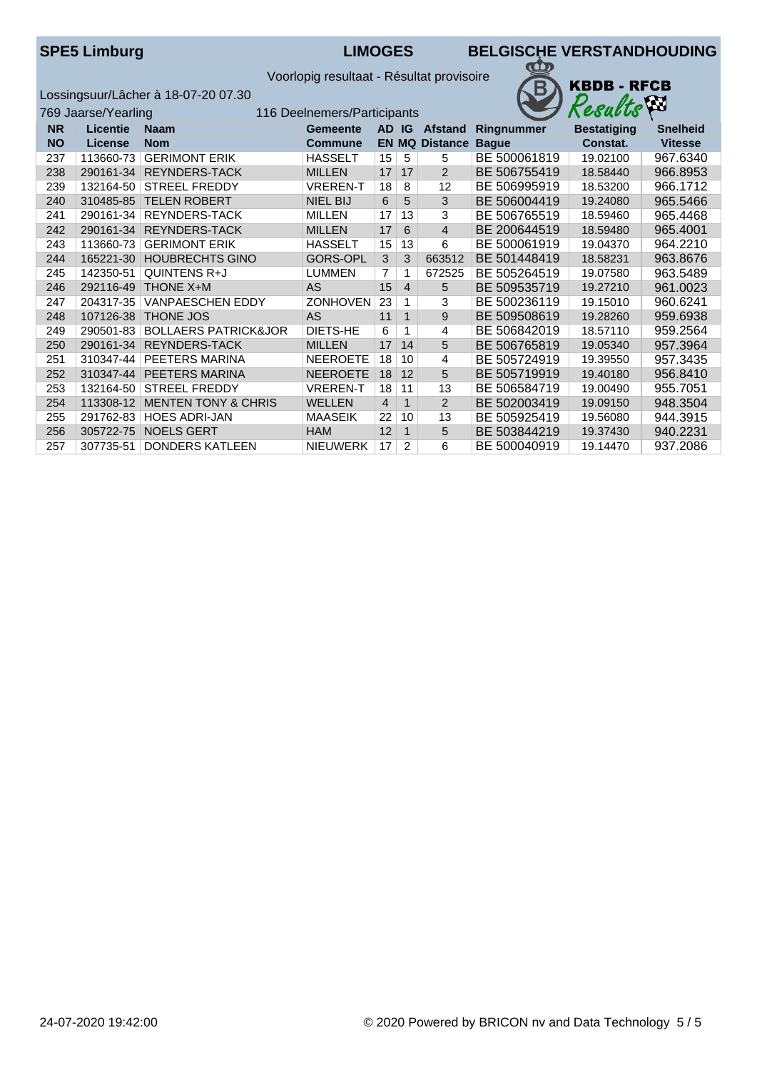**SPE5 Limburg** **LIMOGES** **BELGISCHE VERSTANDHOUDING**

Voorlopig resultaat - Résultat provisoire

KBDB - RFCB

Lossingsuur/Lâcher à 18-07-20 07.30

769 Jaarse/Yearling 116 Deelnemers/Participants

| NR NO | Licentie License | Naam Nom | Gemeente Commune | AD EN | IG MQ | Afstand Distance | Ringnummer Bague | Bestatiging Constat. | Snelheid Vitesse |
|---|---|---|---|---|---|---|---|---|---|
| 237 | 113660-73 | GERIMONT ERIK | HASSELT | 15 | 5 | 5 | BE 500061819 | 19.02100 | 967.6340 |
| 238 | 290161-34 | REYNDERS-TACK | MILLEN | 17 | 17 | 2 | BE 506755419 | 18.58440 | 966.8953 |
| 239 | 132164-50 | STREEL FREDDY | VREREN-T | 18 | 8 | 12 | BE 506995919 | 18.53200 | 966.1712 |
| 240 | 310485-85 | TELEN ROBERT | NIEL BIJ | 6 | 5 | 3 | BE 506004419 | 19.24080 | 965.5466 |
| 241 | 290161-34 | REYNDERS-TACK | MILLEN | 17 | 13 | 3 | BE 506765519 | 18.59460 | 965.4468 |
| 242 | 290161-34 | REYNDERS-TACK | MILLEN | 17 | 6 | 4 | BE 200644519 | 18.59480 | 965.4001 |
| 243 | 113660-73 | GERIMONT ERIK | HASSELT | 15 | 13 | 6 | BE 500061919 | 19.04370 | 964.2210 |
| 244 | 165221-30 | HOUBRECHTS GINO | GORS-OPL | 3 | 3 | 663512 | BE 501448419 | 18.58231 | 963.8676 |
| 245 | 142350-51 | QUINTENS R+J | LUMMEN | 7 | 1 | 672525 | BE 505264519 | 19.07580 | 963.5489 |
| 246 | 292116-49 | THONE X+M | AS | 15 | 4 | 5 | BE 509535719 | 19.27210 | 961.0023 |
| 247 | 204317-35 | VANPAESCHEN EDDY | ZONHOVEN | 23 | 1 | 3 | BE 500236119 | 19.15010 | 960.6241 |
| 248 | 107126-38 | THONE JOS | AS | 11 | 1 | 9 | BE 509508619 | 19.28260 | 959.6938 |
| 249 | 290501-83 | BOLLAERS PATRICK&JOR | DIETS-HE | 6 | 1 | 4 | BE 506842019 | 18.57110 | 959.2564 |
| 250 | 290161-34 | REYNDERS-TACK | MILLEN | 17 | 14 | 5 | BE 506765819 | 19.05340 | 957.3964 |
| 251 | 310347-44 | PEETERS MARINA | NEEROETE | 18 | 10 | 4 | BE 505724919 | 19.39550 | 957.3435 |
| 252 | 310347-44 | PEETERS MARINA | NEEROETE | 18 | 12 | 5 | BE 505719919 | 19.40180 | 956.8410 |
| 253 | 132164-50 | STREEL FREDDY | VREREN-T | 18 | 11 | 13 | BE 506584719 | 19.00490 | 955.7051 |
| 254 | 113308-12 | MENTEN TONY & CHRIS | WELLEN | 4 | 1 | 2 | BE 502003419 | 19.09150 | 948.3504 |
| 255 | 291762-83 | HOES ADRI-JAN | MAASEIK | 22 | 10 | 13 | BE 505925419 | 19.56080 | 944.3915 |
| 256 | 305722-75 | NOELS GERT | HAM | 12 | 1 | 5 | BE 503844219 | 19.37430 | 940.2231 |
| 257 | 307735-51 | DONDERS KATLEEN | NIEUWERK | 17 | 2 | 6 | BE 500040919 | 19.14470 | 937.2086 |

24-07-2020 19:42:00 © 2020 Powered by BRICON nv and Data Technology